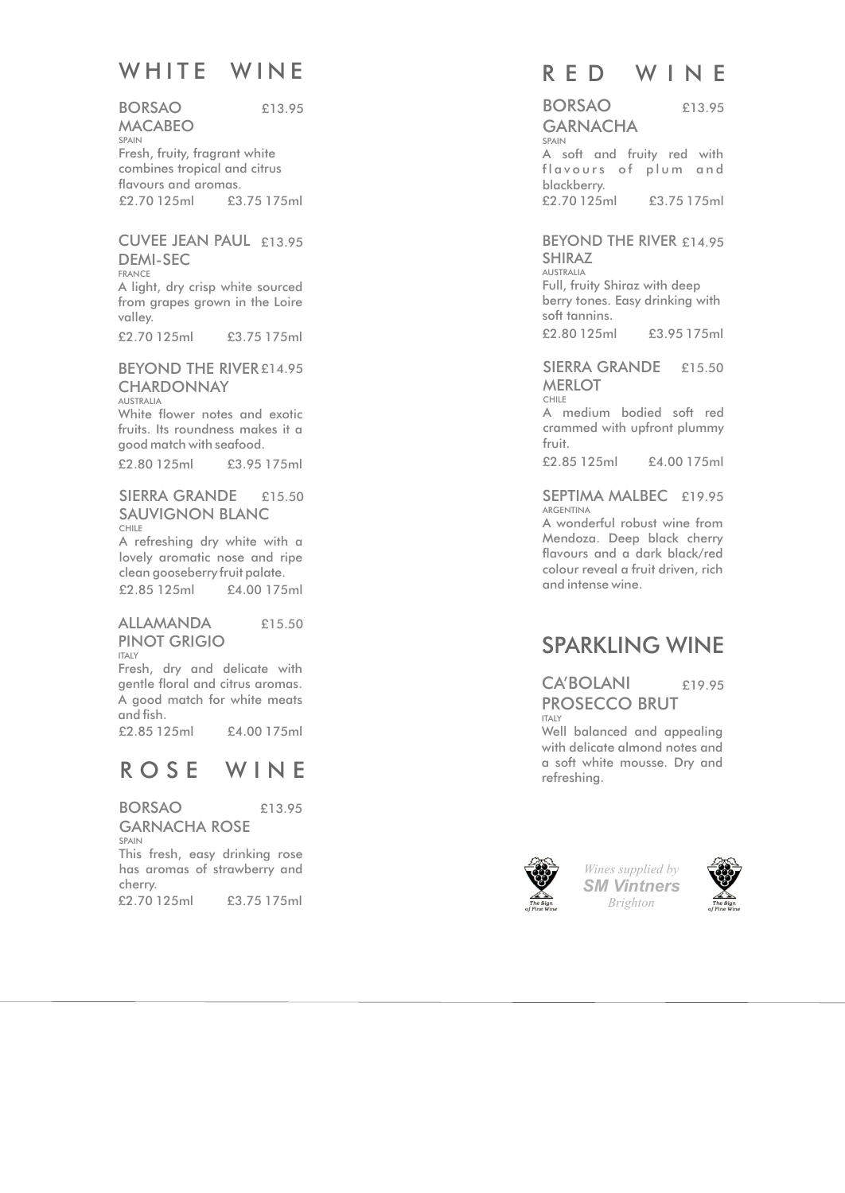# WHITE WINE

### BORSAO MACABEO — £13.95

SPAIN

Fresh, fruity, fragrant white combines tropical and citrus flavours and aromas.

£2.70 125ml £3.75 175ml

### CUVEE JEAN PAUL DEMI-SEC — £13.95

FRANCE

A light, dry crisp white sourced from grapes grown in the Loire valley.

£2.70 125ml £3.75 175ml

### BEYOND THE RIVER CHARDONNAY — £14.95

AUSTRALIA

White flower notes and exotic fruits. Its roundness makes it a good match with seafood.

£2.80 125ml £3.95 175ml

### SIERRA GRANDE SAUVIGNON BLANC — £15.50

CHILE

A refreshing dry white with a lovely aromatic nose and ripe clean gooseberry fruit palate.

£2.85 125ml £4.00 175ml

### ALLAMANDA PINOT GRIGIO — £15.50

ITALY

Fresh, dry and delicate with gentle floral and citrus aromas. A good match for white meats and fish.

£2.85 125ml £4.00 175ml

# ROSE WINE

### BORSAO GARNACHA ROSE — £13.95

SPAIN

This fresh, easy drinking rose has aromas of strawberry and cherry.

£2.70 125ml £3.75 175ml

# RED WINE

### BORSAO GARNACHA — £13.95

SPAIN

A soft and fruity red with flavours of plum and blackberry.

£2.70 125ml £3.75 175ml

### BEYOND THE RIVER SHIRAZ — £14.95

AUSTRALIA

Full, fruity Shiraz with deep berry tones. Easy drinking with soft tannins.

£2.80 125ml £3.95 175ml

### SIERRA GRANDE MERLOT — £15.50

CHILE

A medium bodied soft red crammed with upfront plummy fruit.

£2.85 125ml £4.00 175ml

### SEPTIMA MALBEC — £19.95

ARGENTINA

A wonderful robust wine from Mendoza. Deep black cherry flavours and a dark black/red colour reveal a fruit driven, rich and intense wine.

# SPARKLING WINE

### CA'BOLANI PROSECCO BRUT — £19.95

ITALY

Well balanced and appealing with delicate almond notes and a soft white mousse. Dry and refreshing.

*Wines supplied by*
***SM Vintners***
*Brighton*

The Sign of Fine Wine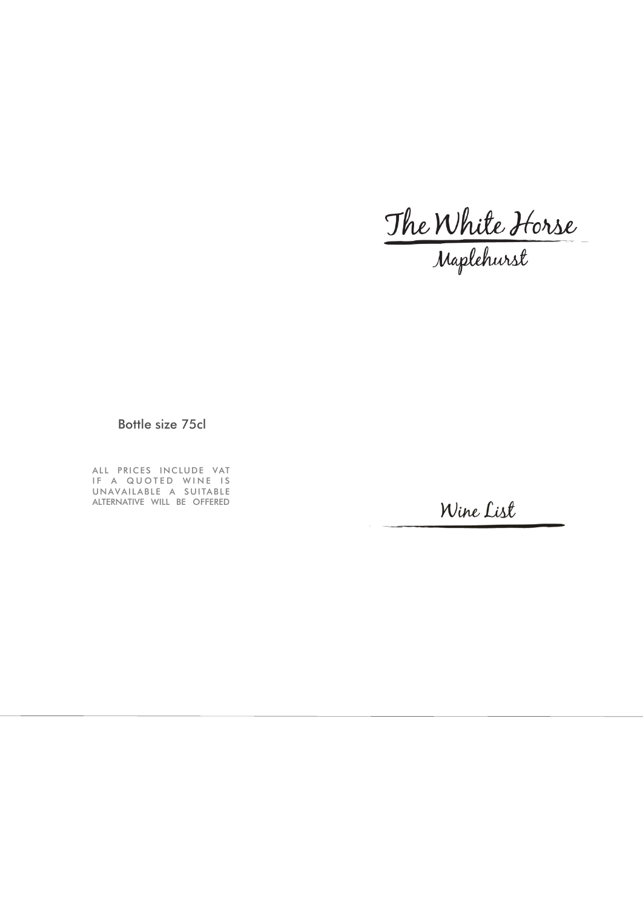# The White Horse

## Maplehurst

Bottle size 75cl

ALL PRICES INCLUDE VAT
IF A QUOTED WINE IS UNAVAILABLE A SUITABLE ALTERNATIVE WILL BE OFFERED

## Wine List